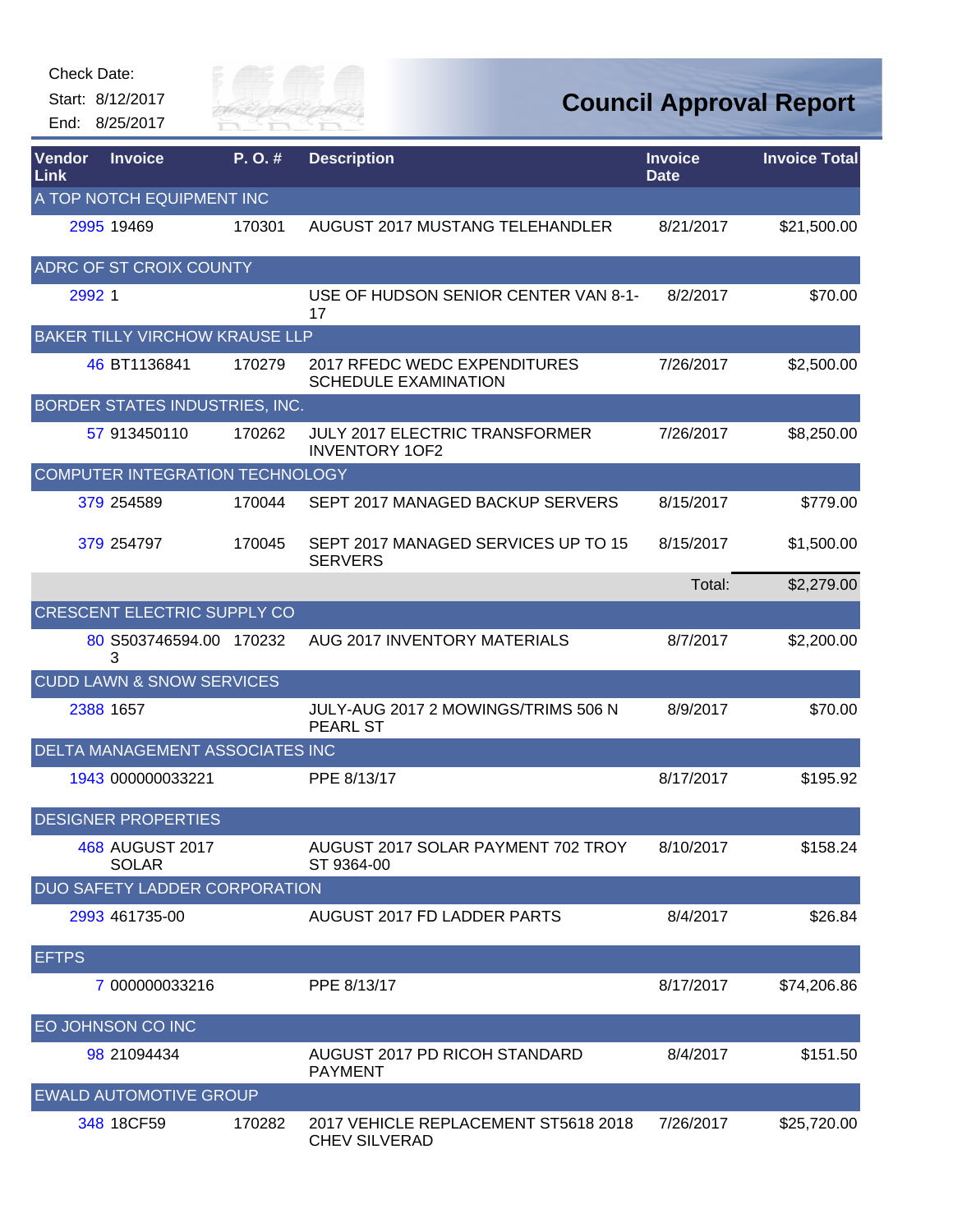Check Date:

Start: 8/12/2017

End: 8/25/2017

# Council Approval Report

| Vendor Link | Invoice | P. O. # | Description | Invoice Date | Invoice Total |
|---|---|---|---|---|---|
| **A TOP NOTCH EQUIPMENT INC** | | | | | |
| 2995 | 19469 | 170301 | AUGUST 2017 MUSTANG TELEHANDLER | 8/21/2017 | $21,500.00 |
| **ADRC OF ST CROIX COUNTY** | | | | | |
| 2992 | 1 | | USE OF HUDSON SENIOR CENTER VAN 8-1-17 | 8/2/2017 | $70.00 |
| **BAKER TILLY VIRCHOW KRAUSE LLP** | | | | | |
| 46 | BT1136841 | 170279 | 2017 RFEDC WEDC EXPENDITURES SCHEDULE EXAMINATION | 7/26/2017 | $2,500.00 |
| **BORDER STATES INDUSTRIES, INC.** | | | | | |
| 57 | 913450110 | 170262 | JULY 2017 ELECTRIC TRANSFORMER INVENTORY 1OF2 | 7/26/2017 | $8,250.00 |
| **COMPUTER INTEGRATION TECHNOLOGY** | | | | | |
| 379 | 254589 | 170044 | SEPT 2017 MANAGED BACKUP SERVERS | 8/15/2017 | $779.00 |
| 379 | 254797 | 170045 | SEPT 2017 MANAGED SERVICES UP TO 15 SERVERS | 8/15/2017 | $1,500.00 |
| | | | | Total: | $2,279.00 |
| **CRESCENT ELECTRIC SUPPLY CO** | | | | | |
| 80 | S503746594.003 | 170232 | AUG 2017 INVENTORY MATERIALS | 8/7/2017 | $2,200.00 |
| **CUDD LAWN & SNOW SERVICES** | | | | | |
| 2388 | 1657 | | JULY-AUG 2017 2 MOWINGS/TRIMS 506 N PEARL ST | 8/9/2017 | $70.00 |
| **DELTA MANAGEMENT ASSOCIATES INC** | | | | | |
| 1943 | 000000033221 | | PPE 8/13/17 | 8/17/2017 | $195.92 |
| **DESIGNER PROPERTIES** | | | | | |
| 468 | AUGUST 2017 SOLAR | | AUGUST 2017 SOLAR PAYMENT 702 TROY ST 9364-00 | 8/10/2017 | $158.24 |
| **DUO SAFETY LADDER CORPORATION** | | | | | |
| 2993 | 461735-00 | | AUGUST 2017 FD LADDER PARTS | 8/4/2017 | $26.84 |
| **EFTPS** | | | | | |
| 7 | 000000033216 | | PPE 8/13/17 | 8/17/2017 | $74,206.86 |
| **EO JOHNSON CO INC** | | | | | |
| 98 | 21094434 | | AUGUST 2017 PD RICOH STANDARD PAYMENT | 8/4/2017 | $151.50 |
| **EWALD AUTOMOTIVE GROUP** | | | | | |
| 348 | 18CF59 | 170282 | 2017 VEHICLE REPLACEMENT ST5618 2018 CHEV SILVERAD | 7/26/2017 | $25,720.00 |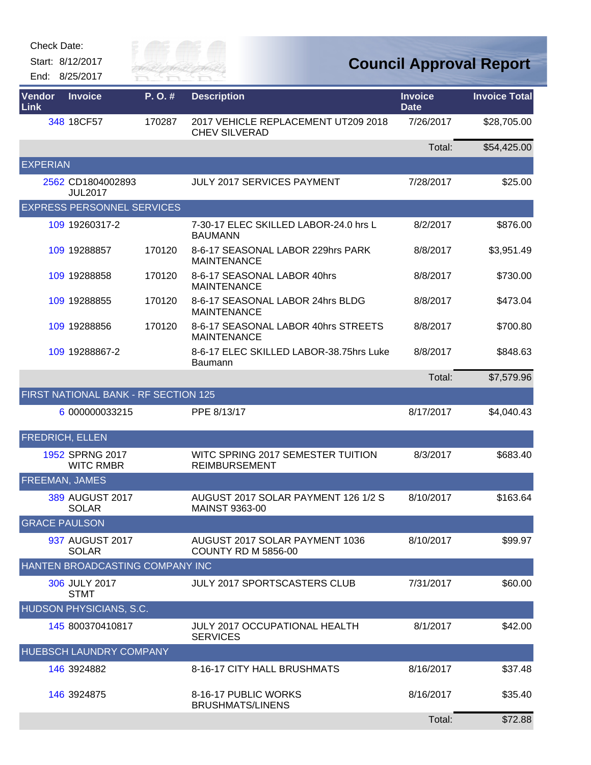Check Date:

Start: 8/12/2017

End: 8/25/2017

# Council Approval Report

| Vendor Link | Invoice | P. O. # | Description | Invoice Date | Invoice Total |
|---|---|---|---|---|---|
| 348 | 18CF57 | 170287 | 2017 VEHICLE REPLACEMENT UT209 2018 CHEV SILVERAD | 7/26/2017 | $28,705.00 |
| | | | | Total: | $54,425.00 |
| EXPERIAN | | | | | |
| 2562 | CD1804002893 JUL2017 | | JULY 2017 SERVICES PAYMENT | 7/28/2017 | $25.00 |
| EXPRESS PERSONNEL SERVICES | | | | | |
| 109 | 19260317-2 | | 7-30-17 ELEC SKILLED LABOR-24.0 hrs L BAUMANN | 8/2/2017 | $876.00 |
| 109 | 19288857 | 170120 | 8-6-17 SEASONAL LABOR 229hrs PARK MAINTENANCE | 8/8/2017 | $3,951.49 |
| 109 | 19288858 | 170120 | 8-6-17 SEASONAL LABOR 40hrs MAINTENANCE | 8/8/2017 | $730.00 |
| 109 | 19288855 | 170120 | 8-6-17 SEASONAL LABOR 24hrs BLDG MAINTENANCE | 8/8/2017 | $473.04 |
| 109 | 19288856 | 170120 | 8-6-17 SEASONAL LABOR 40hrs STREETS MAINTENANCE | 8/8/2017 | $700.80 |
| 109 | 19288867-2 | | 8-6-17 ELEC SKILLED LABOR-38.75hrs Luke Baumann | 8/8/2017 | $848.63 |
| | | | | Total: | $7,579.96 |
| FIRST NATIONAL BANK - RF SECTION 125 | | | | | |
| 6 | 000000033215 | | PPE 8/13/17 | 8/17/2017 | $4,040.43 |
| FREDRICH, ELLEN | | | | | |
| 1952 | SPRNG 2017 WITC RMBR | | WITC SPRING 2017 SEMESTER TUITION REIMBURSEMENT | 8/3/2017 | $683.40 |
| FREEMAN, JAMES | | | | | |
| 389 | AUGUST 2017 SOLAR | | AUGUST 2017 SOLAR PAYMENT 126 1/2 S MAINST 9363-00 | 8/10/2017 | $163.64 |
| GRACE PAULSON | | | | | |
| 937 | AUGUST 2017 SOLAR | | AUGUST 2017 SOLAR PAYMENT 1036 COUNTY RD M 5856-00 | 8/10/2017 | $99.97 |
| HANTEN BROADCASTING COMPANY INC | | | | | |
| 306 | JULY 2017 STMT | | JULY 2017 SPORTSCASTERS CLUB | 7/31/2017 | $60.00 |
| HUDSON PHYSICIANS, S.C. | | | | | |
| 145 | 800370410817 | | JULY 2017 OCCUPATIONAL HEALTH SERVICES | 8/1/2017 | $42.00 |
| HUEBSCH LAUNDRY COMPANY | | | | | |
| 146 | 3924882 | | 8-16-17 CITY HALL BRUSHMATS | 8/16/2017 | $37.48 |
| 146 | 3924875 | | 8-16-17 PUBLIC WORKS BRUSHMATS/LINENS | 8/16/2017 | $35.40 |
| | | | | Total: | $72.88 |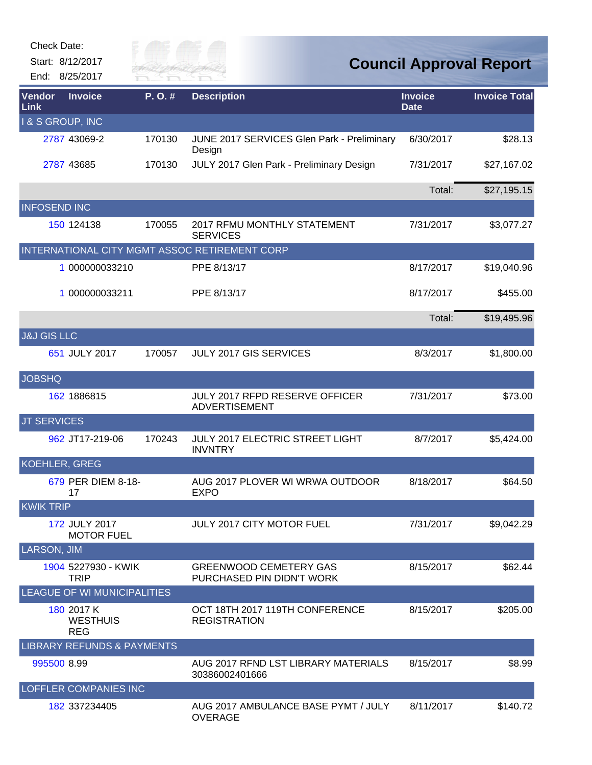Check Date:

Start: 8/12/2017

End: 8/25/2017

# Council Approval Report

| Vendor Link | Invoice | P. O. # | Description | Invoice Date | Invoice Total |
|---|---|---|---|---|---|
| **I & S GROUP, INC** | | | | | |
| 2787 | 43069-2 | 170130 | JUNE 2017 SERVICES Glen Park - Preliminary Design | 6/30/2017 | $28.13 |
| 2787 | 43685 | 170130 | JULY 2017 Glen Park - Preliminary Design | 7/31/2017 | $27,167.02 |
| | | | | Total: | $27,195.15 |
| **INFOSEND INC** | | | | | |
| 150 | 124138 | 170055 | 2017 RFMU MONTHLY STATEMENT SERVICES | 7/31/2017 | $3,077.27 |
| **INTERNATIONAL CITY MGMT ASSOC RETIREMENT CORP** | | | | | |
| 1 | 000000033210 | | PPE 8/13/17 | 8/17/2017 | $19,040.96 |
| 1 | 000000033211 | | PPE 8/13/17 | 8/17/2017 | $455.00 |
| | | | | Total: | $19,495.96 |
| **J&J GIS LLC** | | | | | |
| 651 | JULY 2017 | 170057 | JULY 2017 GIS SERVICES | 8/3/2017 | $1,800.00 |
| **JOBSHQ** | | | | | |
| 162 | 1886815 | | JULY 2017 RFPD RESERVE OFFICER ADVERTISEMENT | 7/31/2017 | $73.00 |
| **JT SERVICES** | | | | | |
| 962 | JT17-219-06 | 170243 | JULY 2017 ELECTRIC STREET LIGHT INVNTRY | 8/7/2017 | $5,424.00 |
| **KOEHLER, GREG** | | | | | |
| 679 | PER DIEM 8-18-17 | | AUG 2017 PLOVER WI WRWA OUTDOOR EXPO | 8/18/2017 | $64.50 |
| **KWIK TRIP** | | | | | |
| 172 | JULY 2017 MOTOR FUEL | | JULY 2017 CITY MOTOR FUEL | 7/31/2017 | $9,042.29 |
| **LARSON, JIM** | | | | | |
| 1904 | 5227930 - KWIK TRIP | | GREENWOOD CEMETERY GAS PURCHASED PIN DIDN'T WORK | 8/15/2017 | $62.44 |
| **LEAGUE OF WI MUNICIPALITIES** | | | | | |
| 180 | 2017 K WESTHUIS REG | | OCT 18TH 2017 119TH CONFERENCE REGISTRATION | 8/15/2017 | $205.00 |
| **LIBRARY REFUNDS & PAYMENTS** | | | | | |
| 995500 | 8.99 | | AUG 2017 RFND LST LIBRARY MATERIALS 30386002401666 | 8/15/2017 | $8.99 |
| **LOFFLER COMPANIES INC** | | | | | |
| 182 | 337234405 | | AUG 2017 AMBULANCE BASE PYMT / JULY OVERAGE | 8/11/2017 | $140.72 |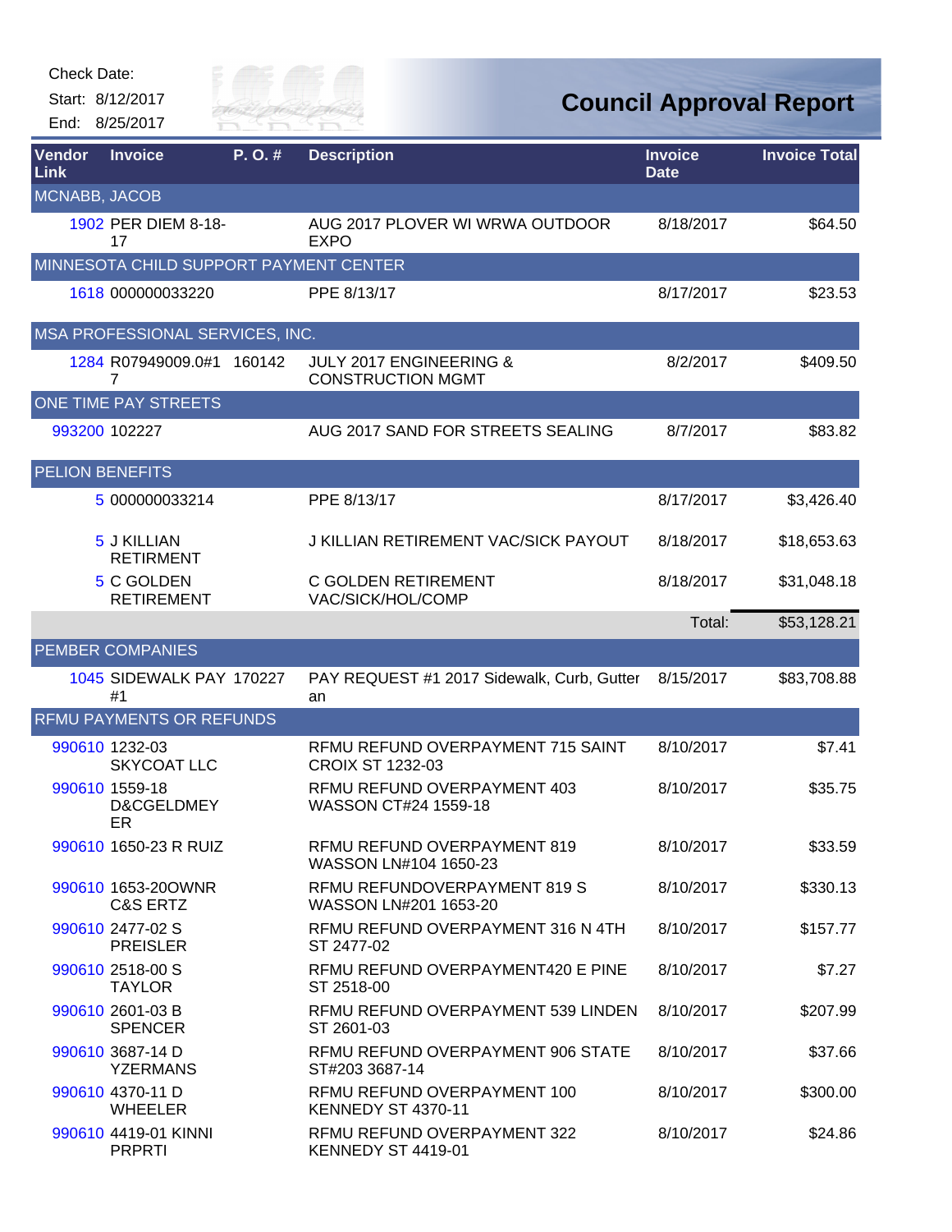Check Date:

Start: 8/12/2017

End: 8/25/2017

# Council Approval Report

| Vendor Link | Invoice | P. O. # | Description | Invoice Date | Invoice Total |
|---|---|---|---|---|---|
| **MCNABB, JACOB** | | | | | |
| 1902 | PER DIEM 8-18-17 | | AUG 2017 PLOVER WI WRWA OUTDOOR EXPO | 8/18/2017 | $64.50 |
| **MINNESOTA CHILD SUPPORT PAYMENT CENTER** | | | | | |
| 1618 | 000000033220 | | PPE 8/13/17 | 8/17/2017 | $23.53 |
| **MSA PROFESSIONAL SERVICES, INC.** | | | | | |
| 1284 | R07949009.0#17 | 160142 | JULY 2017 ENGINEERING & CONSTRUCTION MGMT | 8/2/2017 | $409.50 |
| **ONE TIME PAY STREETS** | | | | | |
| 993200 | 102227 | | AUG 2017 SAND FOR STREETS SEALING | 8/7/2017 | $83.82 |
| **PELION BENEFITS** | | | | | |
| 5 | 000000033214 | | PPE 8/13/17 | 8/17/2017 | $3,426.40 |
| 5 | J KILLIAN RETIREMENT | | J KILLIAN RETIREMENT VAC/SICK PAYOUT | 8/18/2017 | $18,653.63 |
| 5 | C GOLDEN RETIREMENT | | C GOLDEN RETIREMENT VAC/SICK/HOL/COMP | 8/18/2017 | $31,048.18 |
| | | | | Total: | $53,128.21 |
| **PEMBER COMPANIES** | | | | | |
| 1045 | SIDEWALK PAY #1 | 170227 | PAY REQUEST #1 2017 Sidewalk, Curb, Gutter an | 8/15/2017 | $83,708.88 |
| **RFMU PAYMENTS OR REFUNDS** | | | | | |
| 990610 | 1232-03 SKYCOAT LLC | | RFMU REFUND OVERPAYMENT 715 SAINT CROIX ST 1232-03 | 8/10/2017 | $7.41 |
| 990610 | 1559-18 D&CGELDMEYER | | RFMU REFUND OVERPAYMENT 403 WASSON CT#24 1559-18 | 8/10/2017 | $35.75 |
| 990610 | 1650-23 R RUIZ | | RFMU REFUND OVERPAYMENT 819 WASSON LN#104 1650-23 | 8/10/2017 | $33.59 |
| 990610 | 1653-20OWNR C&S ERTZ | | RFMU REFUNDOVERPAYMENT 819 S WASSON LN#201 1653-20 | 8/10/2017 | $330.13 |
| 990610 | 2477-02 S PREISLER | | RFMU REFUND OVERPAYMENT 316 N 4TH ST 2477-02 | 8/10/2017 | $157.77 |
| 990610 | 2518-00 S TAYLOR | | RFMU REFUND OVERPAYMENT420 E PINE ST 2518-00 | 8/10/2017 | $7.27 |
| 990610 | 2601-03 B SPENCER | | RFMU REFUND OVERPAYMENT 539 LINDEN ST 2601-03 | 8/10/2017 | $207.99 |
| 990610 | 3687-14 D YZERMANS | | RFMU REFUND OVERPAYMENT 906 STATE ST#203 3687-14 | 8/10/2017 | $37.66 |
| 990610 | 4370-11 D WHEELER | | RFMU REFUND OVERPAYMENT 100 KENNEDY ST 4370-11 | 8/10/2017 | $300.00 |
| 990610 | 4419-01 KINNI PRPRTI | | RFMU REFUND OVERPAYMENT 322 KENNEDY ST 4419-01 | 8/10/2017 | $24.86 |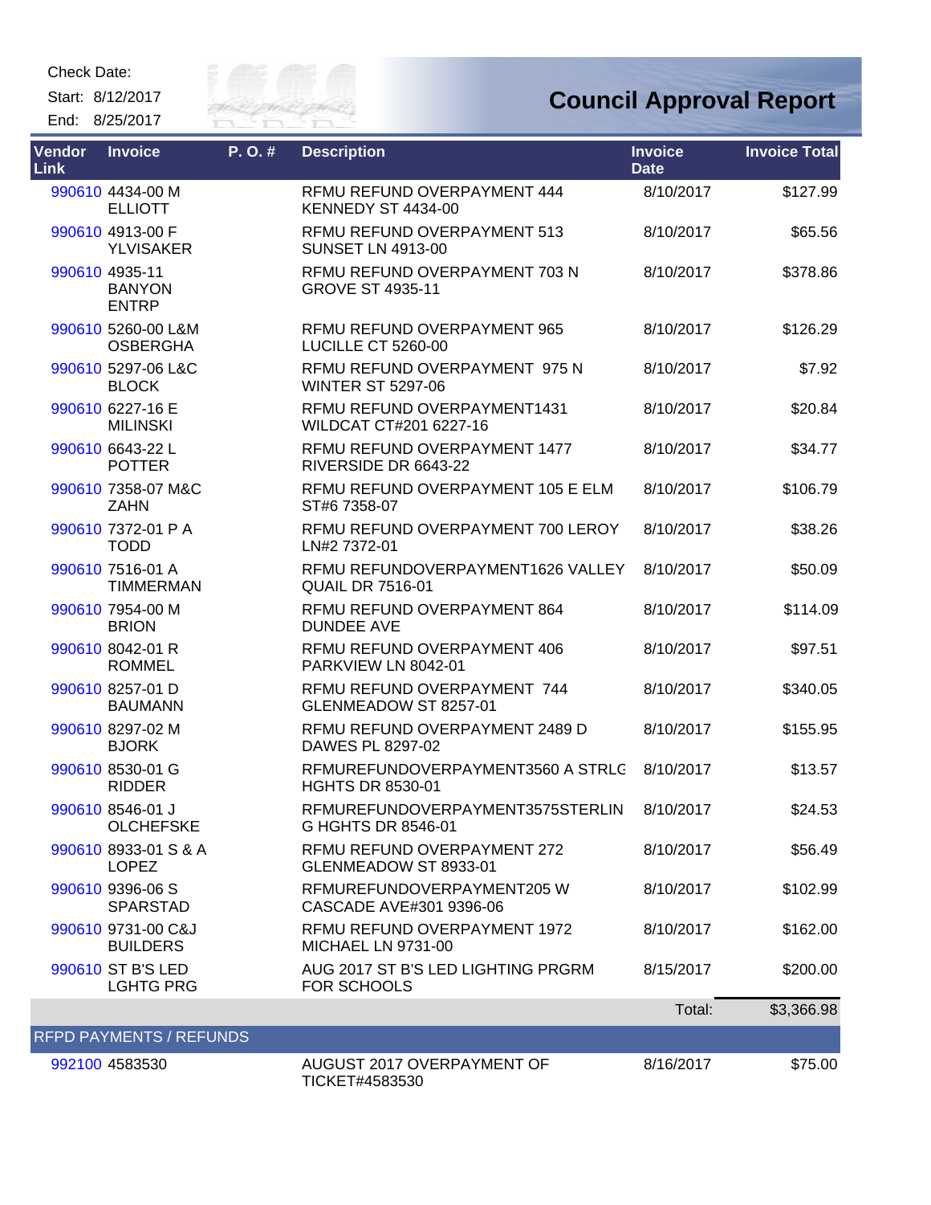Check Date:

Start: 8/12/2017

End: 8/25/2017

# Council Approval Report

| Vendor Link | Invoice | P. O. # | Description | Invoice Date | Invoice Total |
|---|---|---|---|---|---|
| 990610 | 4434-00 M ELLIOTT | | RFMU REFUND OVERPAYMENT 444 KENNEDY ST 4434-00 | 8/10/2017 | $127.99 |
| 990610 | 4913-00 F YLVISAKER | | RFMU REFUND OVERPAYMENT 513 SUNSET LN 4913-00 | 8/10/2017 | $65.56 |
| 990610 | 4935-11 BANYON ENTRP | | RFMU REFUND OVERPAYMENT 703 N GROVE ST 4935-11 | 8/10/2017 | $378.86 |
| 990610 | 5260-00 L&M OSBERGHA | | RFMU REFUND OVERPAYMENT 965 LUCILLE CT 5260-00 | 8/10/2017 | $126.29 |
| 990610 | 5297-06 L&C BLOCK | | RFMU REFUND OVERPAYMENT 975 N WINTER ST 5297-06 | 8/10/2017 | $7.92 |
| 990610 | 6227-16 E MILINSKI | | RFMU REFUND OVERPAYMENT1431 WILDCAT CT#201 6227-16 | 8/10/2017 | $20.84 |
| 990610 | 6643-22 L POTTER | | RFMU REFUND OVERPAYMENT 1477 RIVERSIDE DR 6643-22 | 8/10/2017 | $34.77 |
| 990610 | 7358-07 M&C ZAHN | | RFMU REFUND OVERPAYMENT 105 E ELM ST#6 7358-07 | 8/10/2017 | $106.79 |
| 990610 | 7372-01 P A TODD | | RFMU REFUND OVERPAYMENT 700 LEROY LN#2 7372-01 | 8/10/2017 | $38.26 |
| 990610 | 7516-01 A TIMMERMAN | | RFMU REFUNDOVERPAYMENT1626 VALLEY QUAIL DR 7516-01 | 8/10/2017 | $50.09 |
| 990610 | 7954-00 M BRION | | RFMU REFUND OVERPAYMENT 864 DUNDEE AVE | 8/10/2017 | $114.09 |
| 990610 | 8042-01 R ROMMEL | | RFMU REFUND OVERPAYMENT 406 PARKVIEW LN 8042-01 | 8/10/2017 | $97.51 |
| 990610 | 8257-01 D BAUMANN | | RFMU REFUND OVERPAYMENT 744 GLENMEADOW ST 8257-01 | 8/10/2017 | $340.05 |
| 990610 | 8297-02 M BJORK | | RFMU REFUND OVERPAYMENT 2489 D DAWES PL 8297-02 | 8/10/2017 | $155.95 |
| 990610 | 8530-01 G RIDDER | | RFMUREFUNDOVERPAYMENT3560 A STRLG HGHTS DR 8530-01 | 8/10/2017 | $13.57 |
| 990610 | 8546-01 J OLCHEFSKE | | RFMUREFUNDOVERPAYMENT3575STERLIN G HGHTS DR 8546-01 | 8/10/2017 | $24.53 |
| 990610 | 8933-01 S & A LOPEZ | | RFMU REFUND OVERPAYMENT 272 GLENMEADOW ST 8933-01 | 8/10/2017 | $56.49 |
| 990610 | 9396-06 S SPARSTAD | | RFMUREFUNDOVERPAYMENT205 W CASCADE AVE#301 9396-06 | 8/10/2017 | $102.99 |
| 990610 | 9731-00 C&J BUILDERS | | RFMU REFUND OVERPAYMENT 1972 MICHAEL LN 9731-00 | 8/10/2017 | $162.00 |
| 990610 | ST B'S LED LGHTG PRG | | AUG 2017 ST B'S LED LIGHTING PRGRM FOR SCHOOLS | 8/15/2017 | $200.00 |
| | | | | Total: | $3,366.98 |
| **RFPD PAYMENTS / REFUNDS** | | | | | |
| 992100 | 4583530 | | AUGUST 2017 OVERPAYMENT OF TICKET#4583530 | 8/16/2017 | $75.00 |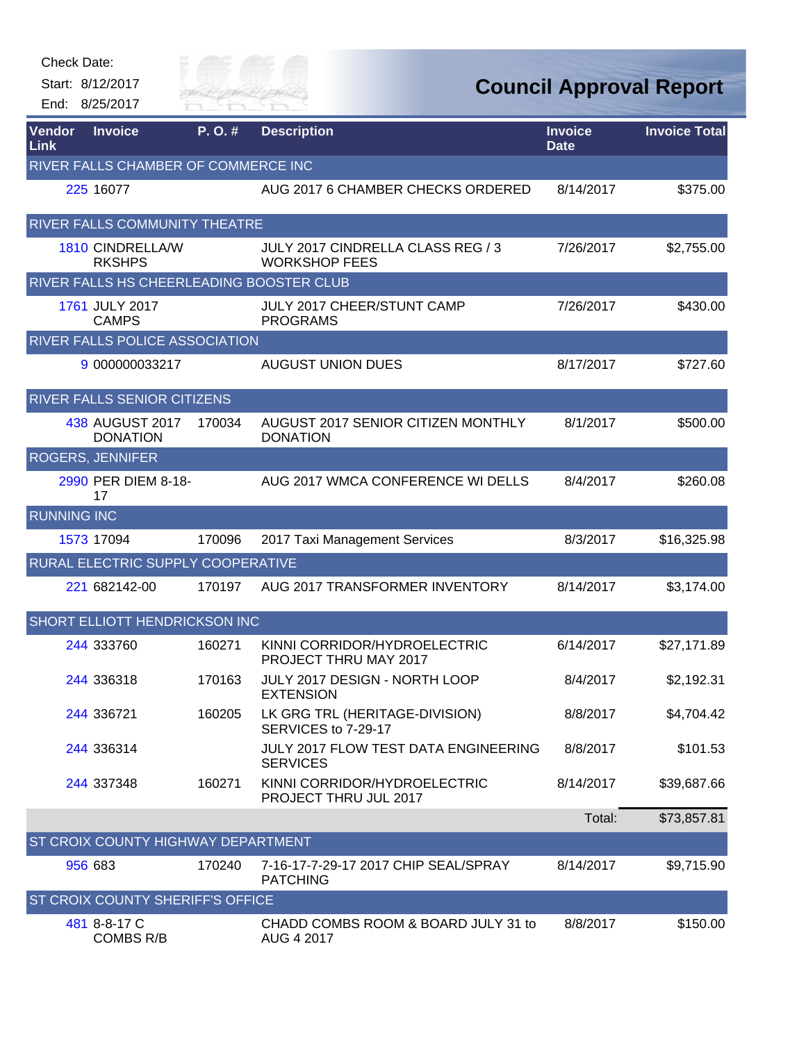Check Date:

Start: 8/12/2017

End: 8/25/2017

# Council Approval Report

| Vendor Link | Invoice | P. O. # | Description | Invoice Date | Invoice Total |
|---|---|---|---|---|---|
| RIVER FALLS CHAMBER OF COMMERCE INC | | | | | |
| 225 | 16077 | | AUG 2017 6 CHAMBER CHECKS ORDERED | 8/14/2017 | $375.00 |
| RIVER FALLS COMMUNITY THEATRE | | | | | |
| 1810 | CINDRELLA/W RKSHPS | | JULY 2017 CINDRELLA CLASS REG / 3 WORKSHOP FEES | 7/26/2017 | $2,755.00 |
| RIVER FALLS HS CHEERLEADING BOOSTER CLUB | | | | | |
| 1761 | JULY 2017 CAMPS | | JULY 2017 CHEER/STUNT CAMP PROGRAMS | 7/26/2017 | $430.00 |
| RIVER FALLS POLICE ASSOCIATION | | | | | |
| 9 | 000000033217 | | AUGUST UNION DUES | 8/17/2017 | $727.60 |
| RIVER FALLS SENIOR CITIZENS | | | | | |
| 438 | AUGUST 2017 DONATION | 170034 | AUGUST 2017 SENIOR CITIZEN MONTHLY DONATION | 8/1/2017 | $500.00 |
| ROGERS, JENNIFER | | | | | |
| 2990 | PER DIEM 8-18-17 | | AUG 2017 WMCA CONFERENCE WI DELLS | 8/4/2017 | $260.08 |
| RUNNING INC | | | | | |
| 1573 | 17094 | 170096 | 2017 Taxi Management Services | 8/3/2017 | $16,325.98 |
| RURAL ELECTRIC SUPPLY COOPERATIVE | | | | | |
| 221 | 682142-00 | 170197 | AUG 2017 TRANSFORMER INVENTORY | 8/14/2017 | $3,174.00 |
| SHORT ELLIOTT HENDRICKSON INC | | | | | |
| 244 | 333760 | 160271 | KINNI CORRIDOR/HYDROELECTRIC PROJECT THRU MAY 2017 | 6/14/2017 | $27,171.89 |
| 244 | 336318 | 170163 | JULY 2017 DESIGN - NORTH LOOP EXTENSION | 8/4/2017 | $2,192.31 |
| 244 | 336721 | 160205 | LK GRG TRL (HERITAGE-DIVISION) SERVICES to 7-29-17 | 8/8/2017 | $4,704.42 |
| 244 | 336314 | | JULY 2017 FLOW TEST DATA ENGINEERING SERVICES | 8/8/2017 | $101.53 |
| 244 | 337348 | 160271 | KINNI CORRIDOR/HYDROELECTRIC PROJECT THRU JUL 2017 | 8/14/2017 | $39,687.66 |
| | | | | Total: | $73,857.81 |
| ST CROIX COUNTY HIGHWAY DEPARTMENT | | | | | |
| 956 | 683 | 170240 | 7-16-17-7-29-17 2017 CHIP SEAL/SPRAY PATCHING | 8/14/2017 | $9,715.90 |
| ST CROIX COUNTY SHERIFF'S OFFICE | | | | | |
| 481 | 8-8-17 C COMBS R/B | | CHADD COMBS ROOM & BOARD JULY 31 to AUG 4 2017 | 8/8/2017 | $150.00 |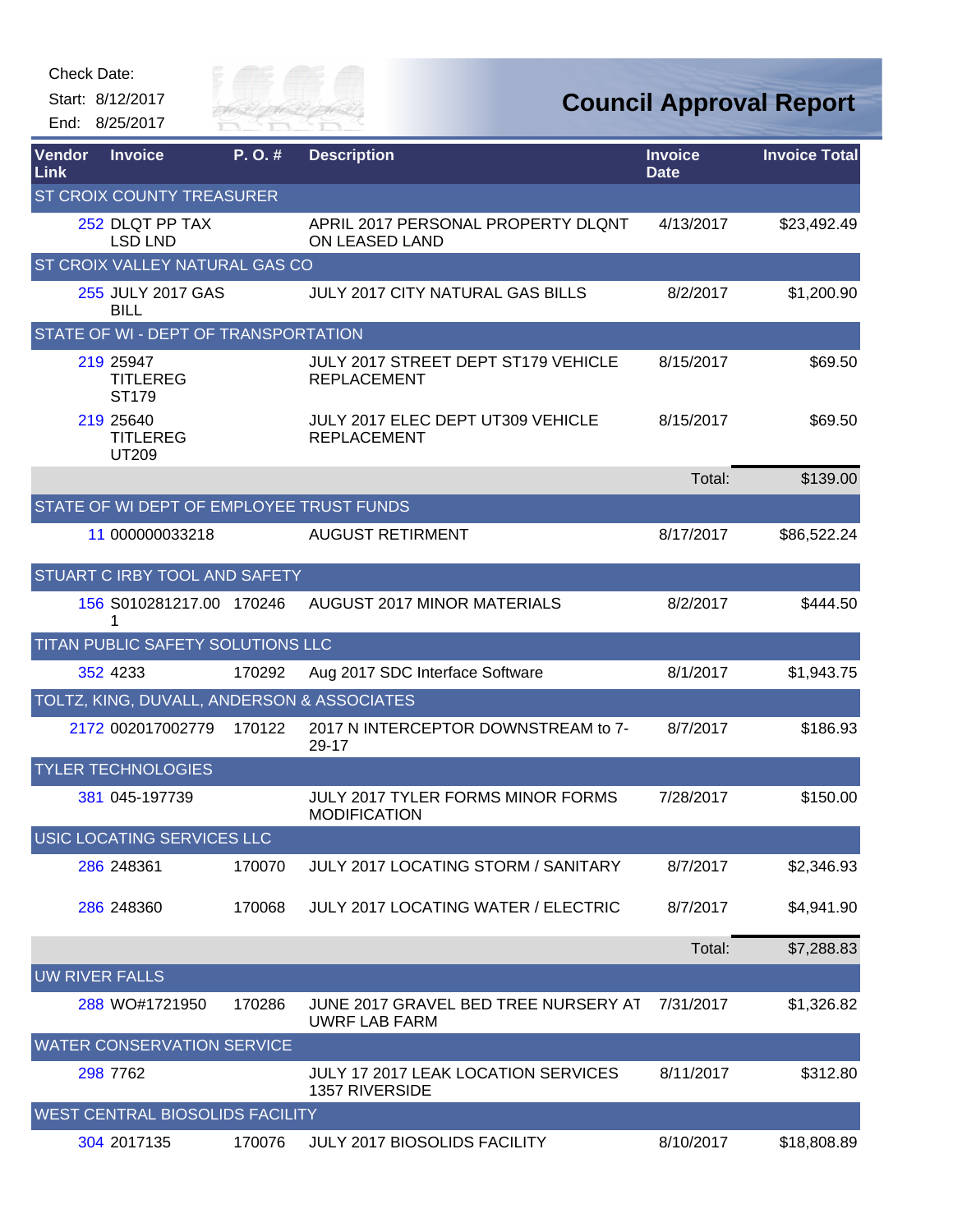Check Date:

Start: 8/12/2017

End: 8/25/2017

# Council Approval Report

| Vendor Link | Invoice | P. O. # | Description | Invoice Date | Invoice Total |
|---|---|---|---|---|---|
| **ST CROIX COUNTY TREASURER** | | | | | |
| 252 | DLQT PP TAX LSD LND | | APRIL 2017 PERSONAL PROPERTY DLQNT ON LEASED LAND | 4/13/2017 | $23,492.49 |
| **ST CROIX VALLEY NATURAL GAS CO** | | | | | |
| 255 | JULY 2017 GAS BILL | | JULY 2017 CITY NATURAL GAS BILLS | 8/2/2017 | $1,200.90 |
| **STATE OF WI - DEPT OF TRANSPORTATION** | | | | | |
| 219 | 25947 TITLEREG ST179 | | JULY 2017 STREET DEPT ST179 VEHICLE REPLACEMENT | 8/15/2017 | $69.50 |
| 219 | 25640 TITLEREG UT209 | | JULY 2017 ELEC DEPT UT309 VEHICLE REPLACEMENT | 8/15/2017 | $69.50 |
| | | | | Total: | $139.00 |
| **STATE OF WI DEPT OF EMPLOYEE TRUST FUNDS** | | | | | |
| 11 | 000000033218 | | AUGUST RETIRMENT | 8/17/2017 | $86,522.24 |
| **STUART C IRBY TOOL AND SAFETY** | | | | | |
| 156 | S010281217.001 | 170246 | AUGUST 2017 MINOR MATERIALS | 8/2/2017 | $444.50 |
| **TITAN PUBLIC SAFETY SOLUTIONS LLC** | | | | | |
| 352 | 4233 | 170292 | Aug 2017 SDC Interface Software | 8/1/2017 | $1,943.75 |
| **TOLTZ, KING, DUVALL, ANDERSON & ASSOCIATES** | | | | | |
| 2172 | 002017002779 | 170122 | 2017 N INTERCEPTOR DOWNSTREAM to 7-29-17 | 8/7/2017 | $186.93 |
| **TYLER TECHNOLOGIES** | | | | | |
| 381 | 045-197739 | | JULY 2017 TYLER FORMS MINOR FORMS MODIFICATION | 7/28/2017 | $150.00 |
| **USIC LOCATING SERVICES LLC** | | | | | |
| 286 | 248361 | 170070 | JULY 2017 LOCATING STORM / SANITARY | 8/7/2017 | $2,346.93 |
| 286 | 248360 | 170068 | JULY 2017 LOCATING WATER / ELECTRIC | 8/7/2017 | $4,941.90 |
| | | | | Total: | $7,288.83 |
| **UW RIVER FALLS** | | | | | |
| 288 | WO#1721950 | 170286 | JUNE 2017 GRAVEL BED TREE NURSERY AT UWRF LAB FARM | 7/31/2017 | $1,326.82 |
| **WATER CONSERVATION SERVICE** | | | | | |
| 298 | 7762 | | JULY 17 2017 LEAK LOCATION SERVICES 1357 RIVERSIDE | 8/11/2017 | $312.80 |
| **WEST CENTRAL BIOSOLIDS FACILITY** | | | | | |
| 304 | 2017135 | 170076 | JULY 2017 BIOSOLIDS FACILITY | 8/10/2017 | $18,808.89 |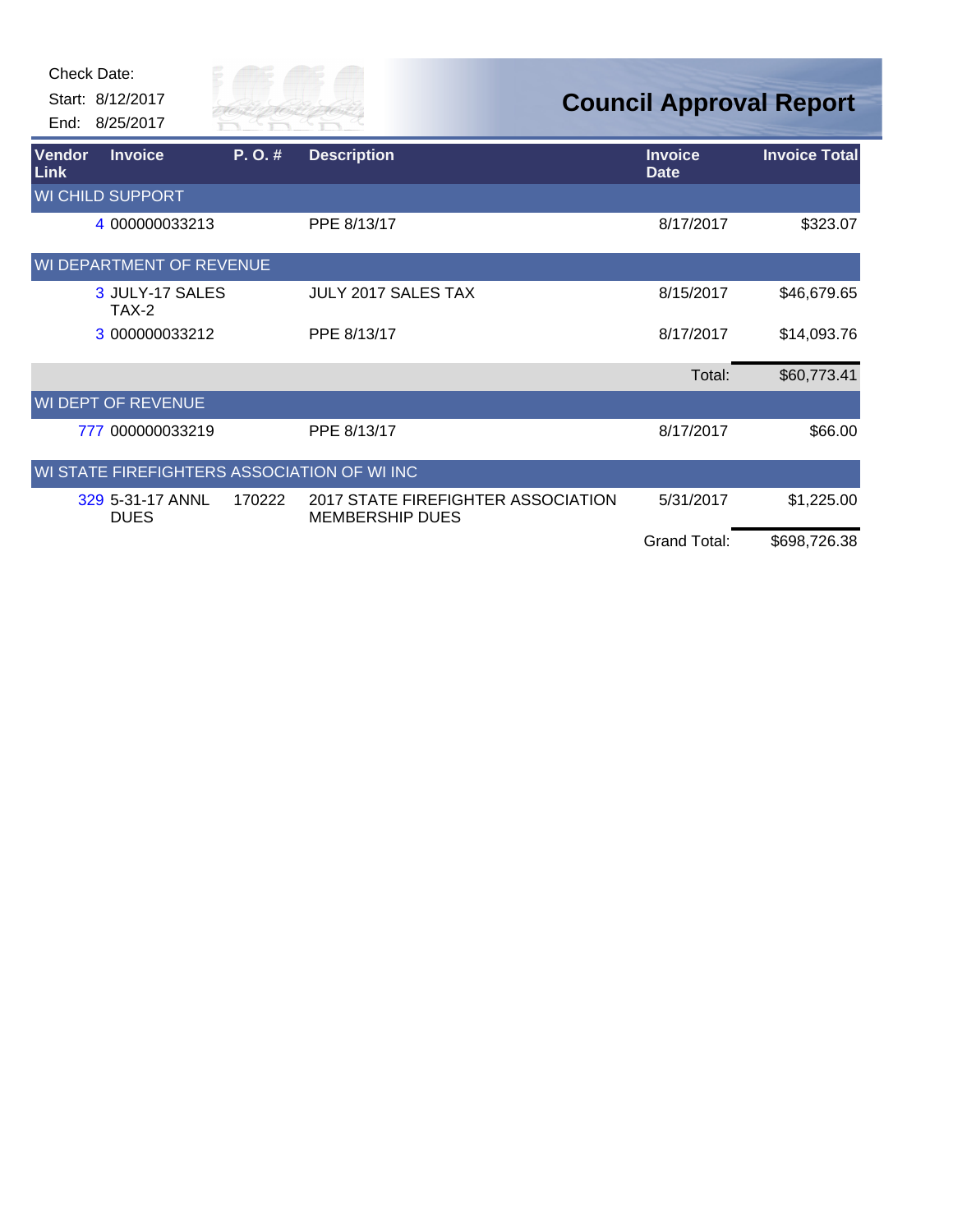Check Date:

Start: 8/12/2017

End: 8/25/2017

# Council Approval Report

| Vendor Link | Invoice | P. O. # | Description | Invoice Date | Invoice Total |
|---|---|---|---|---|---|
| WI CHILD SUPPORT | | | | | |
| 4 | 000000033213 | | PPE 8/13/17 | 8/17/2017 | $323.07 |
| WI DEPARTMENT OF REVENUE | | | | | |
| 3 | JULY-17 SALES TAX-2 | | JULY 2017 SALES TAX | 8/15/2017 | $46,679.65 |
| 3 | 000000033212 | | PPE 8/13/17 | 8/17/2017 | $14,093.76 |
| | | | | Total: | $60,773.41 |
| WI DEPT OF REVENUE | | | | | |
| 777 | 000000033219 | | PPE 8/13/17 | 8/17/2017 | $66.00 |
| WI STATE FIREFIGHTERS ASSOCIATION OF WI INC | | | | | |
| 329 | 5-31-17 ANNL DUES | 170222 | 2017 STATE FIREFIGHTER ASSOCIATION MEMBERSHIP DUES | 5/31/2017 | $1,225.00 |
| | | | | Grand Total: | $698,726.38 |